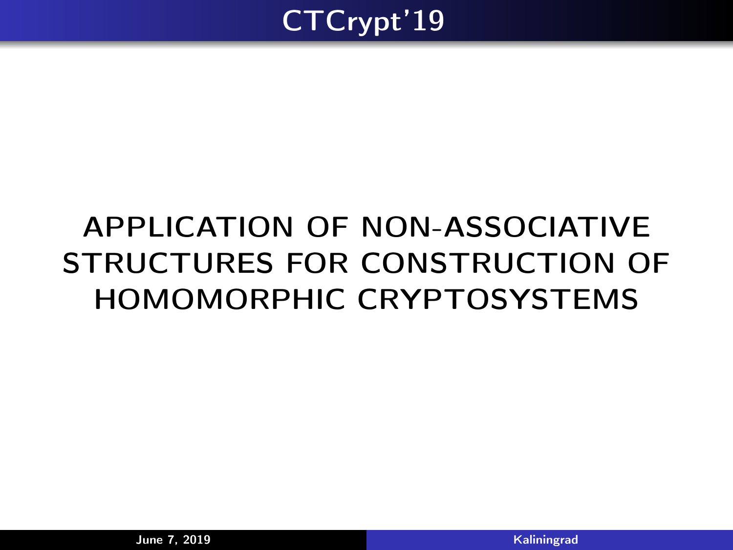# APPLICATION OF NON-ASSOCIATIVE STRUCTURES FOR CONSTRUCTION OF HOMOMORPHIC CRYPTOSYSTEMS

June 7, 2019

Kaliningrad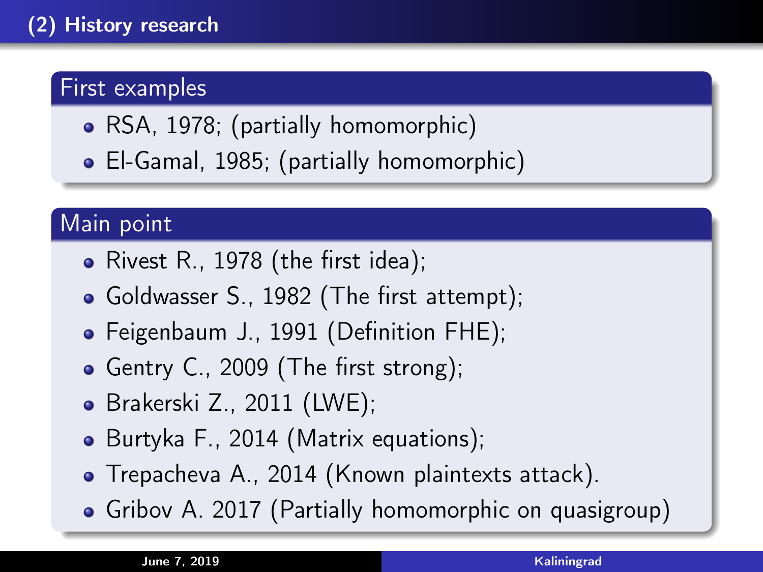# (2) History research

## First examples

- RSA, 1978; (partially homomorphic)
- El-Gamal, 1985; (partially homomorphic)

## Main point

- Rivest R., 1978 (the first idea);
- Goldwasser S., 1982 (The first attempt);
- Feigenbaum J., 1991 (Definition FHE);
- Gentry C., 2009 (The first strong);
- Brakerski Z., 2011 (LWE);
- Burtyka F., 2014 (Matrix equations);
- Trepacheva A., 2014 (Known plaintexts attack).
- Gribov A. 2017 (Partially homomorphic on quasigroup)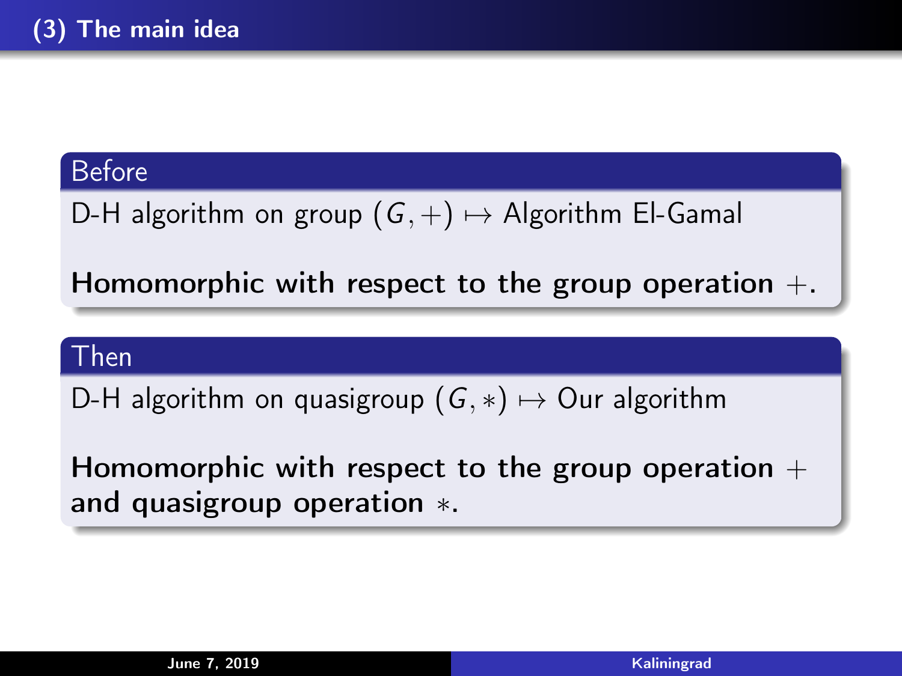## (3) The main idea

### Before

D-H algorithm on group $(G, +) \mapsto$ Algorithm El-Gamal

**Homomorphic with respect to the group operation $+$.**

### Then

D-H algorithm on quasigroup $(G, *) \mapsto$ Our algorithm

**Homomorphic with respect to the group operation $+$ and quasigroup operation $*$.**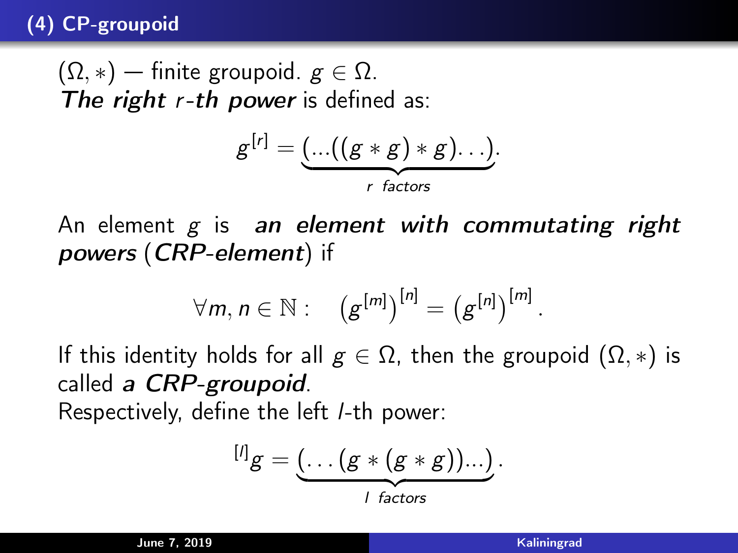## (4) CP-groupoid

$(\Omega, *)$ — finite groupoid. $g \in \Omega$.
***The right*** $r$***-th power*** is defined as:

$$g^{[r]} = \underbrace{(...((g * g) * g) \ldots)}_{r \ \text{factors}}.$$

An element $g$ is ***an element with commutating right powers*** (***CRP-element***) if

$$\forall m, n \in \mathbb{N} : \quad \left(g^{[m]}\right)^{[n]} = \left(g^{[n]}\right)^{[m]}.$$

If this identity holds for all $g \in \Omega$, then the groupoid $(\Omega, *)$ is called ***a CRP-groupoid***.
Respectively, define the left $l$-th power:

$$^{[l]}g = \underbrace{(\ldots(g * (g * g))...)}_{l \ \text{factors}}.$$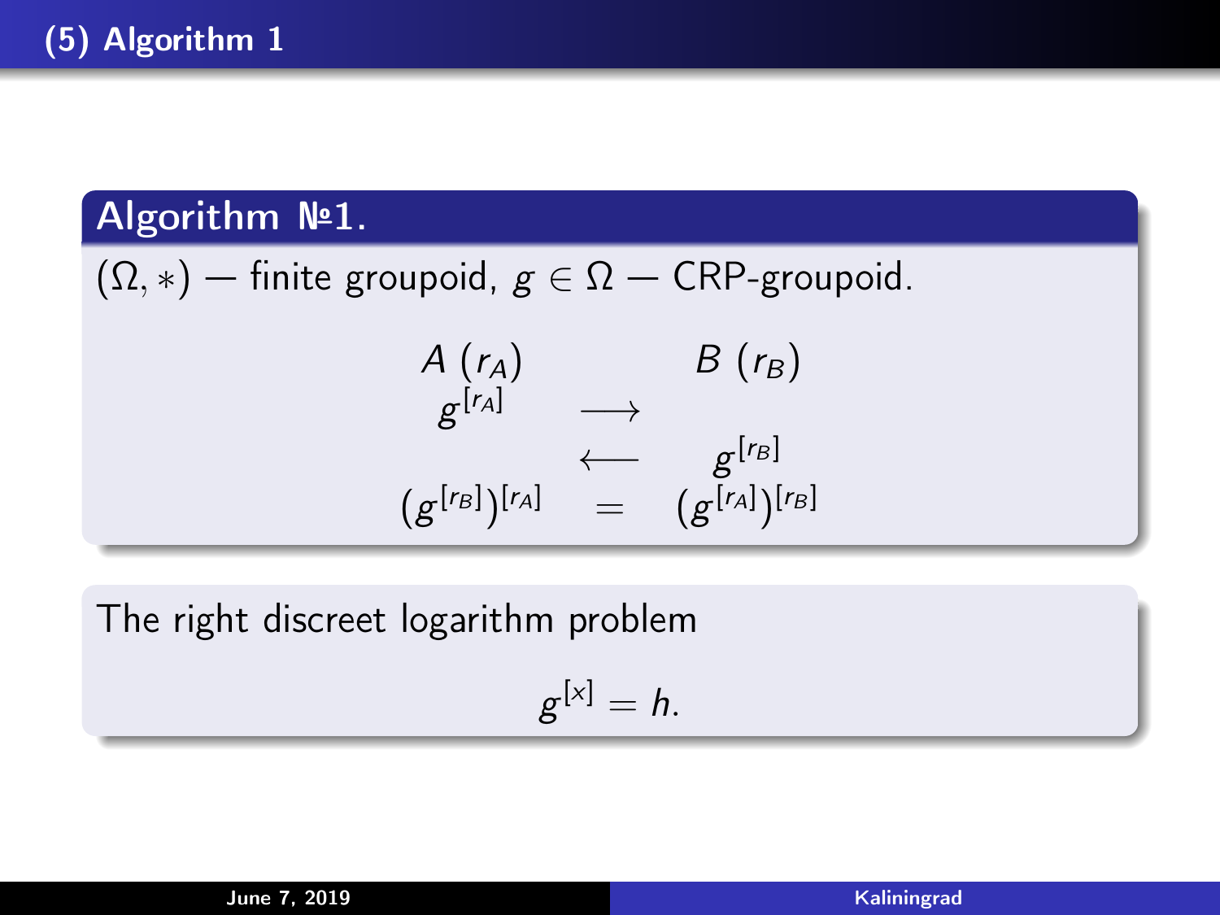# (5) Algorithm 1

### Algorithm №1.

$(\Omega, *)$ — finite groupoid, $g \in \Omega$ — CRP-groupoid.

$$
\begin{array}{ccc}
A\ (r_A) & & B\ (r_B) \\
g^{[r_A]} & \longrightarrow & \\
 & \longleftarrow & g^{[r_B]} \\
(g^{[r_B]})^{[r_A]} & = & (g^{[r_A]})^{[r_B]}
\end{array}
$$

The right discreet logarithm problem

$$g^{[x]} = h.$$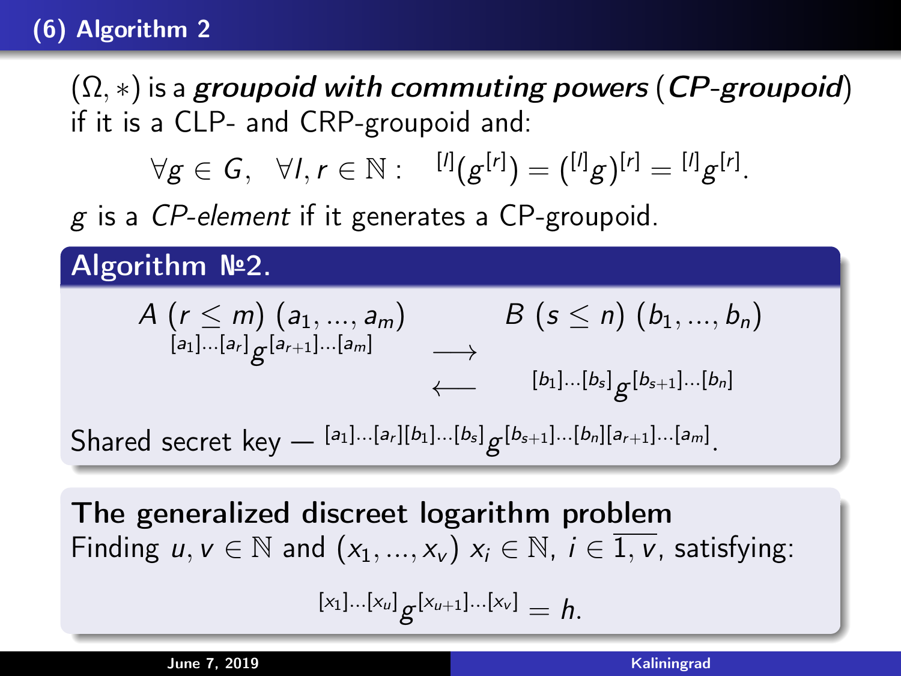# (6) Algorithm 2

$(\Omega, *)$ is a ***groupoid with commuting powers*** (***CP-groupoid***) if it is a CLP- and CRP-groupoid and:

$$\forall g \in G, \quad \forall l, r \in \mathbb{N}: \quad {}^{[l]}(g^{[r]}) = ({}^{[l]}g)^{[r]} = {}^{[l]}g^{[r]}.$$

$g$ is a *CP-element* if it generates a CP-groupoid.

**Algorithm №2.**

$A \ (r \leq m) \ (a_1, ..., a_m)$ $\qquad$ $B \ (s \leq n) \ (b_1, ..., b_n)$

${}^{[a_1]...[a_r]}g^{[a_{r+1}]...[a_m]} \longrightarrow$

$\longleftarrow {}^{[b_1]...[b_s]}g^{[b_{s+1}]...[b_n]}$

Shared secret key — ${}^{[a_1]...[a_r][b_1]...[b_s]}g^{[b_{s+1}]...[b_n][a_{r+1}]...[a_m]}$.

**The generalized discreet logarithm problem**

Finding $u, v \in \mathbb{N}$ and $(x_1, ..., x_v)$ $x_i \in \mathbb{N}$, $i \in \overline{1, v}$, satisfying:

$${}^{[x_1]...[x_u]}g^{[x_{u+1}]...[x_v]} = h.$$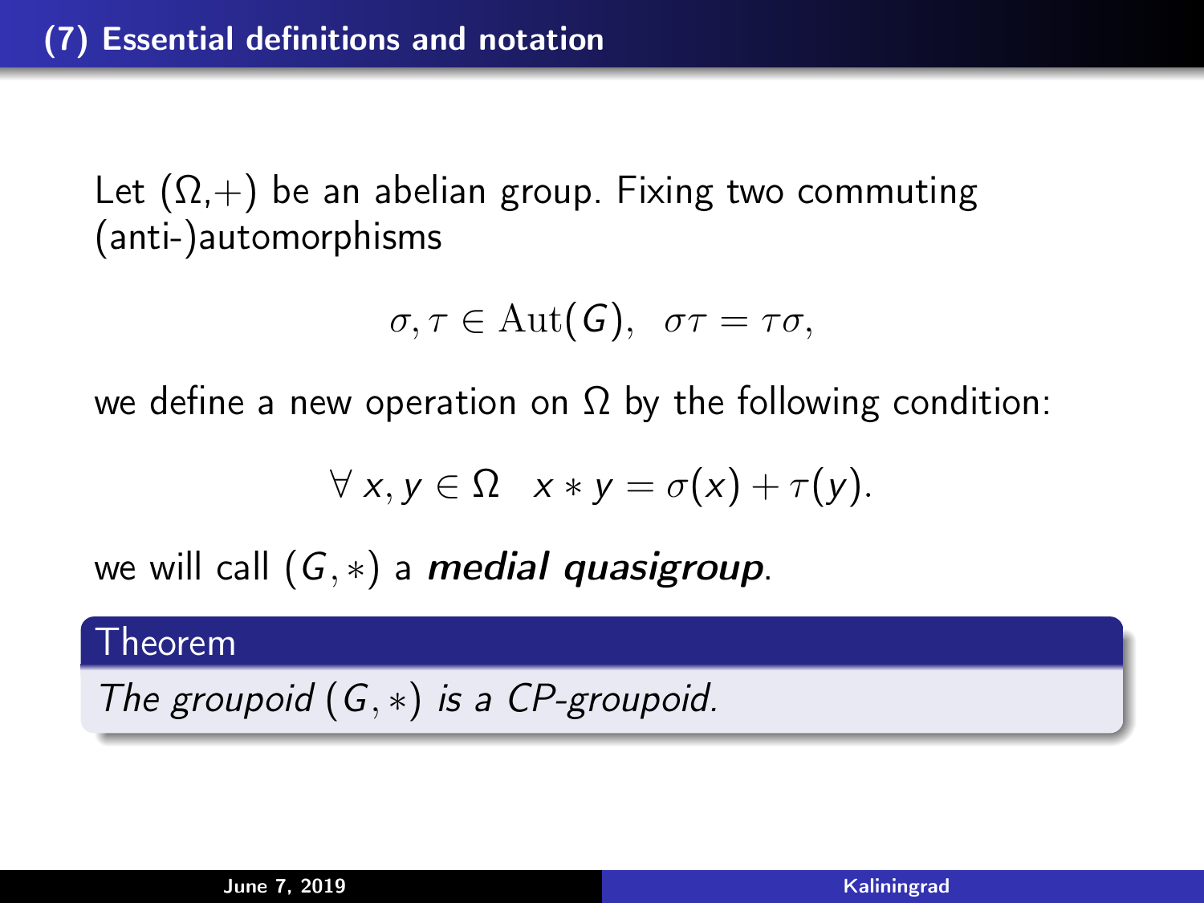## (7) Essential definitions and notation

Let $(\Omega,+)$ be an abelian group. Fixing two commuting (anti-)automorphisms

$$\sigma, \tau \in \mathrm{Aut}(G), \;\; \sigma\tau = \tau\sigma,$$

we define a new operation on $\Omega$ by the following condition:

$$\forall\, x, y \in \Omega \;\;\; x * y = \sigma(x) + \tau(y).$$

we will call $(G, *)$ a ***medial quasigroup***.

**Theorem**

*The groupoid $(G, *)$ is a CP-groupoid.*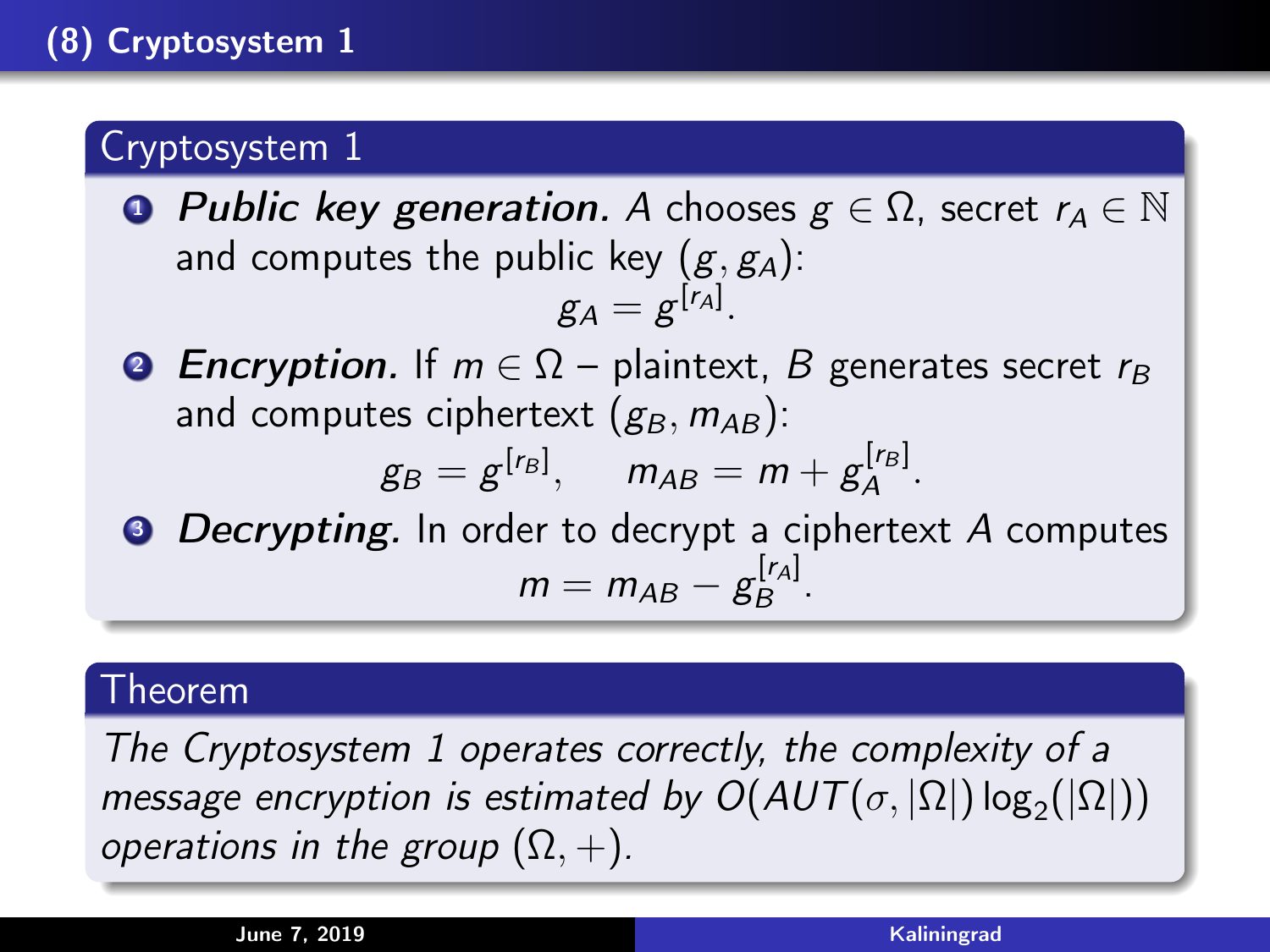# (8) Cryptosystem 1

## Cryptosystem 1

1. ***Public key generation.*** $A$ chooses $g \in \Omega$, secret $r_A \in \mathbb{N}$ and computes the public key $(g, g_A)$:
$$g_A = g^{[r_A]}.$$
2. ***Encryption.*** If $m \in \Omega$ – plaintext, $B$ generates secret $r_B$ and computes ciphertext $(g_B, m_{AB})$:
$$g_B = g^{[r_B]}, \qquad m_{AB} = m + g_A^{[r_B]}.$$
3. ***Decrypting.*** In order to decrypt a ciphertext $A$ computes
$$m = m_{AB} - g_B^{[r_A]}.$$

## Theorem

*The Cryptosystem 1 operates correctly, the complexity of a message encryption is estimated by $O(AUT(\sigma, |\Omega|) \log_2(|\Omega|))$ operations in the group $(\Omega, +)$.*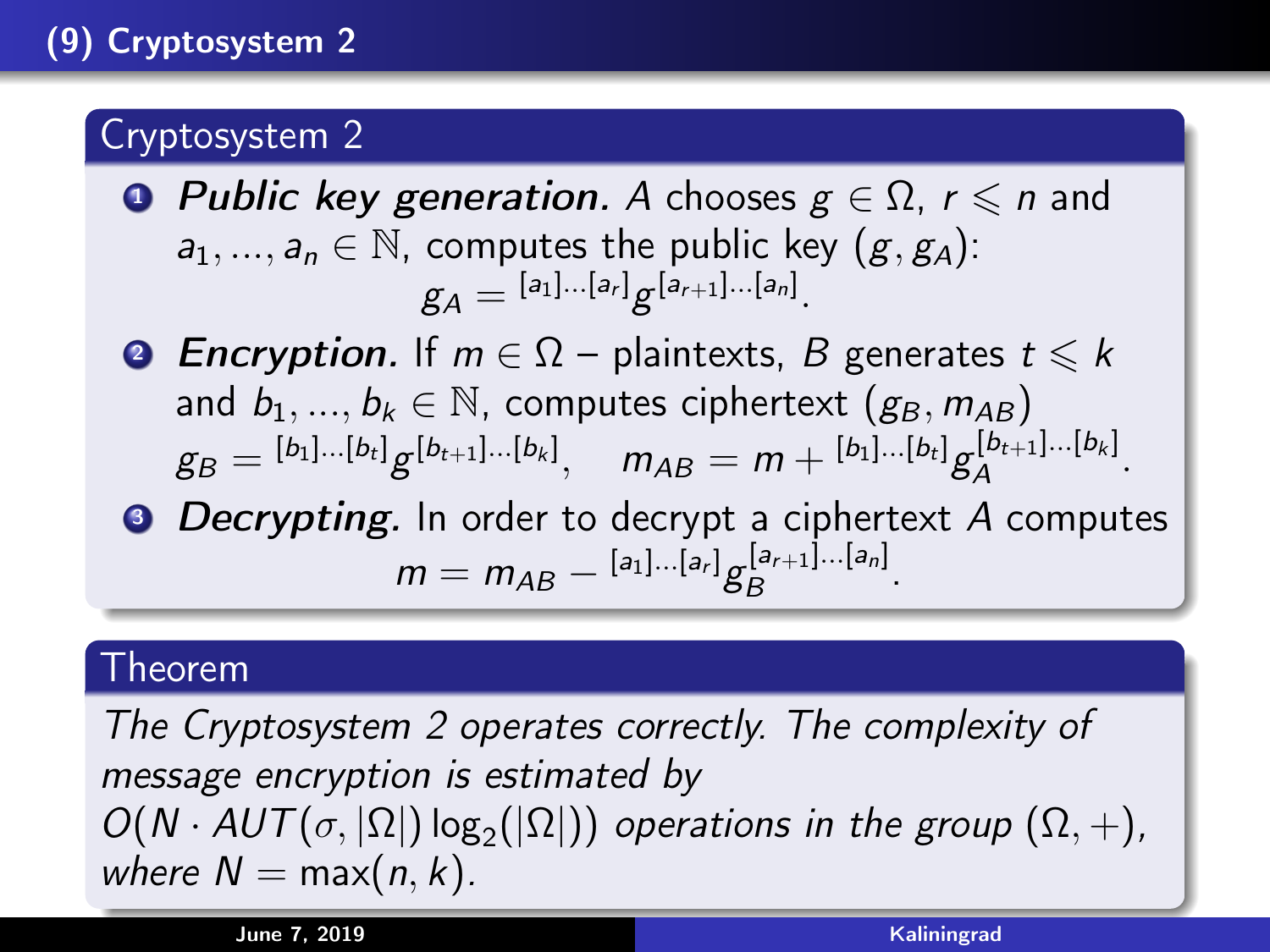## (9) Cryptosystem 2

### Cryptosystem 2

1. ***Public key generation.*** $A$ chooses $g \in \Omega$, $r \leqslant n$ and $a_1, ..., a_n \in \mathbb{N}$, computes the public key $(g, g_A)$:
$$g_A = {}^{[a_1]\dots[a_r]}g^{[a_{r+1}]\dots[a_n]}.$$
2. ***Encryption.*** If $m \in \Omega$ – plaintexts, $B$ generates $t \leqslant k$ and $b_1, ..., b_k \in \mathbb{N}$, computes ciphertext $(g_B, m_{AB})$
$$g_B = {}^{[b_1]\dots[b_t]}g^{[b_{t+1}]\dots[b_k]}, \quad m_{AB} = m + {}^{[b_1]\dots[b_t]}g_A^{[b_{t+1}]\dots[b_k]}.$$
3. ***Decrypting.*** In order to decrypt a ciphertext $A$ computes
$$m = m_{AB} - {}^{[a_1]\dots[a_r]}g_B^{[a_{r+1}]\dots[a_n]}.$$

### Theorem

*The Cryptosystem 2 operates correctly. The complexity of message encryption is estimated by* $O(N \cdot AUT(\sigma, |\Omega|) \log_2(|\Omega|))$ *operations in the group* $(\Omega, +)$, *where* $N = \max(n, k)$.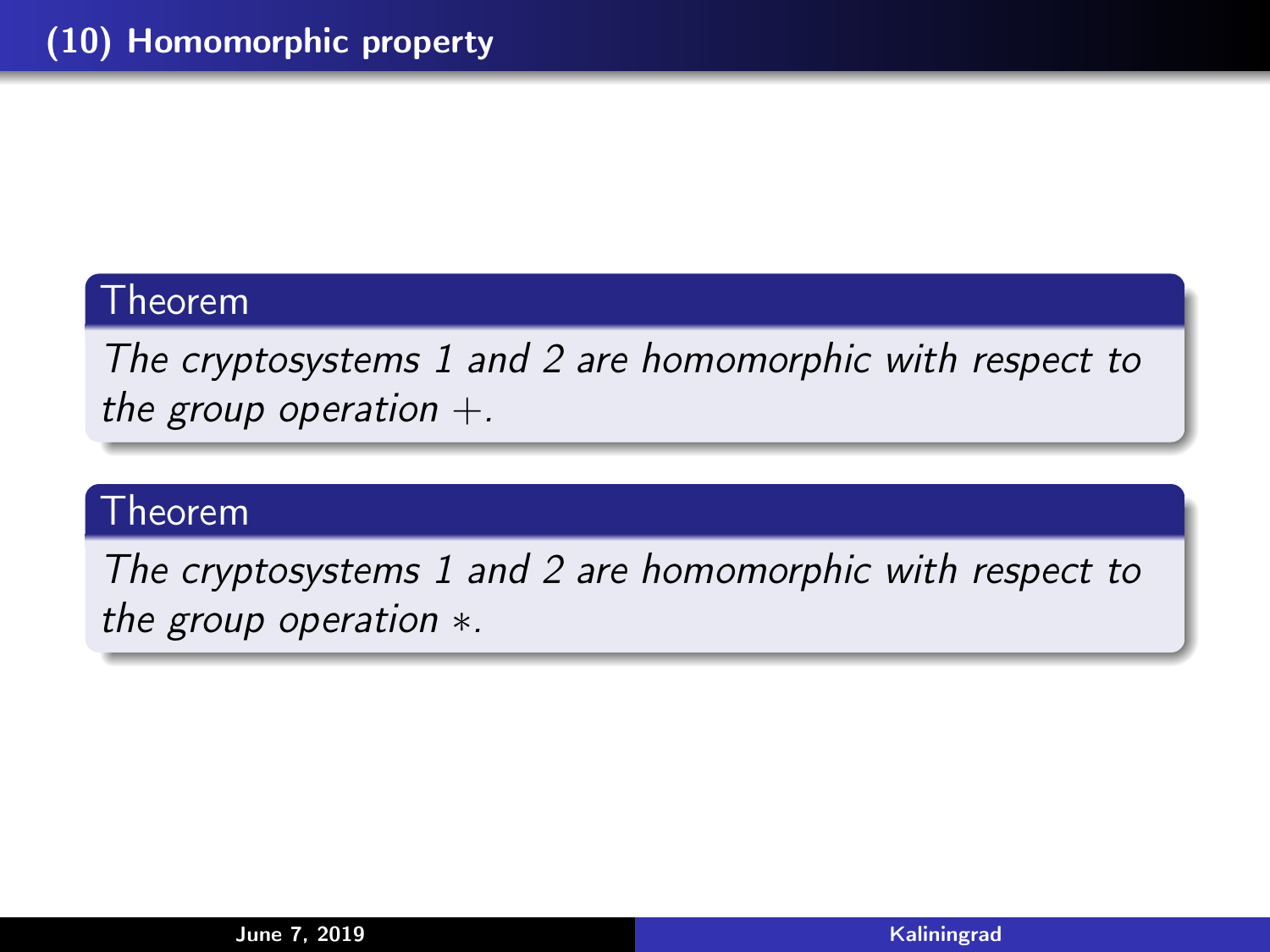## (10) Homomorphic property

**Theorem**

*The cryptosystems 1 and 2 are homomorphic with respect to the group operation $+$.*

**Theorem**

*The cryptosystems 1 and 2 are homomorphic with respect to the group operation $*$.*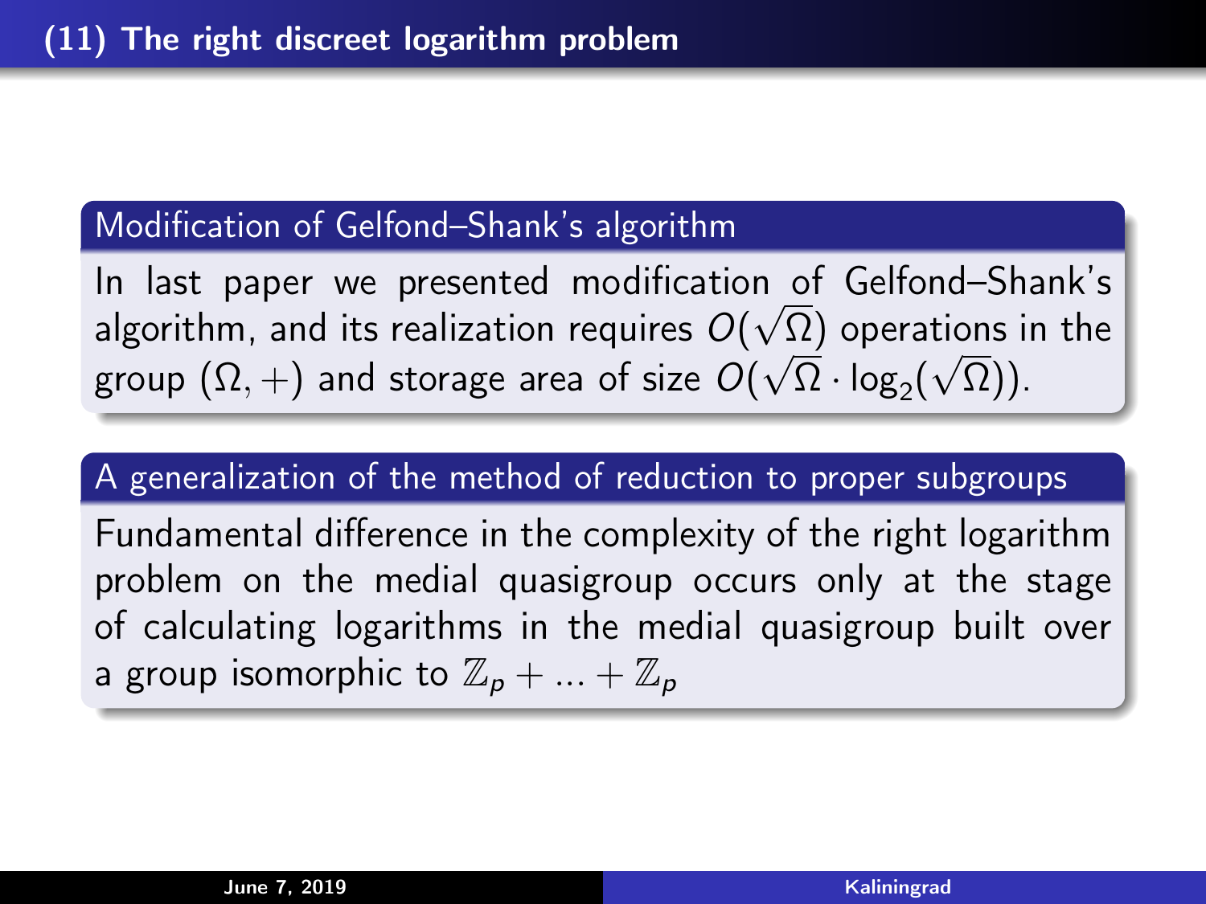# (11) The right discreet logarithm problem

### Modification of Gelfond–Shank's algorithm

In last paper we presented modification of Gelfond–Shank's algorithm, and its realization requires $O(\sqrt{\Omega})$ operations in the group $(\Omega, +)$ and storage area of size $O(\sqrt{\Omega} \cdot \log_2(\sqrt{\Omega}))$.

### A generalization of the method of reduction to proper subgroups

Fundamental difference in the complexity of the right logarithm problem on the medial quasigroup occurs only at the stage of calculating logarithms in the medial quasigroup built over a group isomorphic to $\mathbb{Z}_p + ... + \mathbb{Z}_p$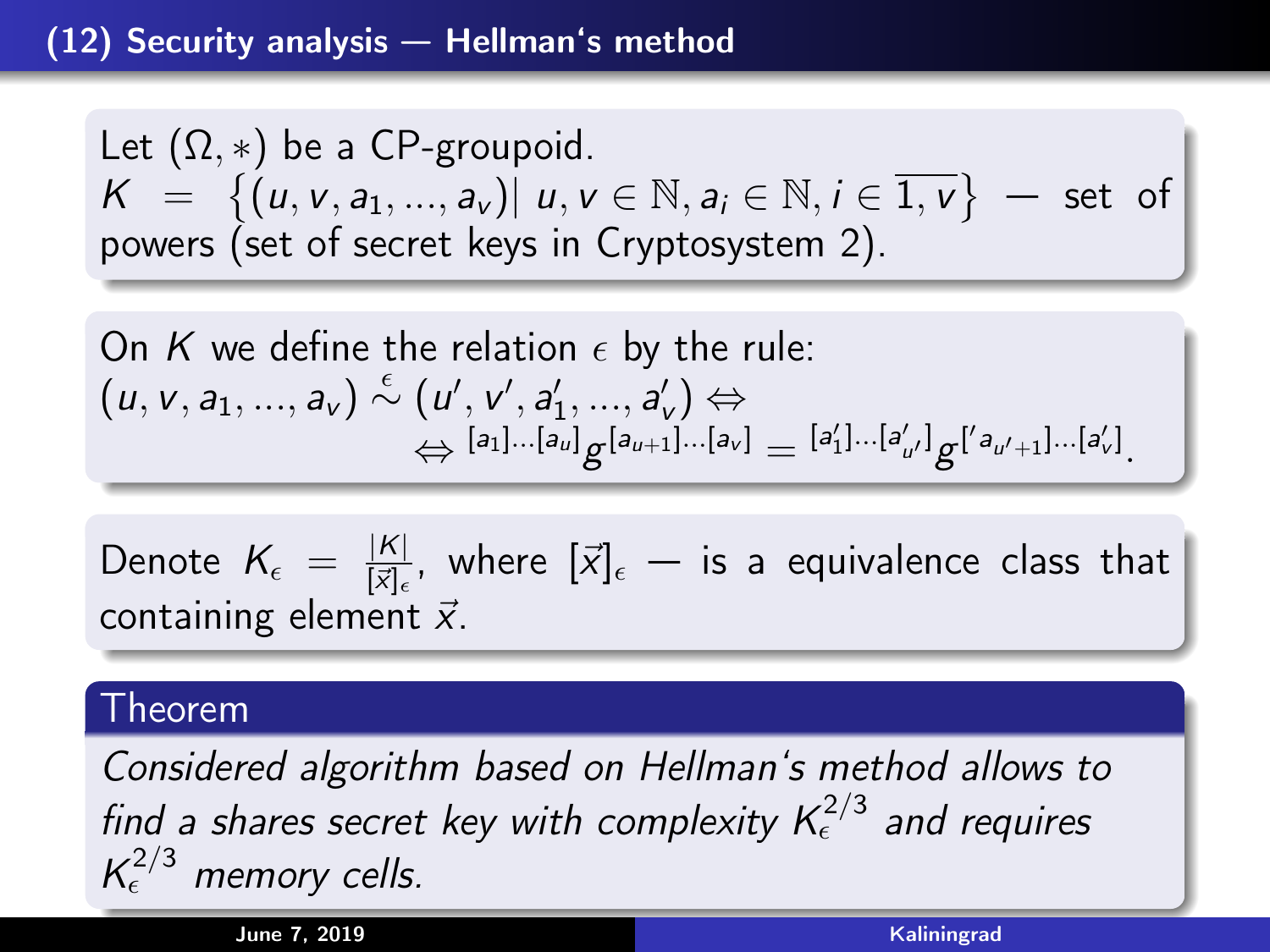## (12) Security analysis — Hellman's method

Let $(\Omega, *)$ be a CP-groupoid.
$K = \{(u, v, a_1, ..., a_v) | \; u, v \in \mathbb{N}, a_i \in \mathbb{N}, i \in \overline{1, v}\}$ — set of powers (set of secret keys in Cryptosystem 2).

On $K$ we define the relation $\epsilon$ by the rule:

$$(u, v, a_1, ..., a_v) \overset{\epsilon}{\sim} (u', v', a_1', ..., a_v') \Leftrightarrow$$
$$\Leftrightarrow {}^{[a_1]...[a_u]}g^{[a_{u+1}]...[a_v]} = {}^{[a_1']...[a_{u'}']}g^{['a_{u'+1}]...[a_v']}.$$

Denote $K_\epsilon = \frac{|K|}{[\vec{x}]_\epsilon}$, where $[\vec{x}]_\epsilon$ — is a equivalence class that containing element $\vec{x}$.

**Theorem**

*Considered algorithm based on Hellman's method allows to find a shares secret key with complexity $K_\epsilon^{2/3}$ and requires $K_\epsilon^{2/3}$ memory cells.*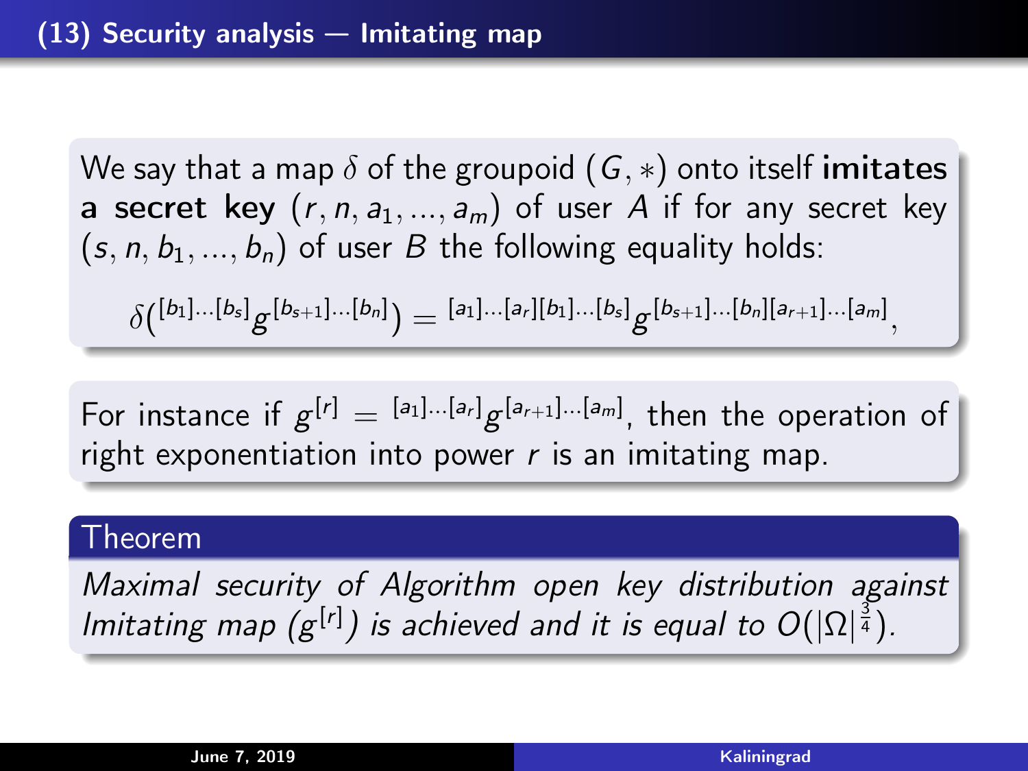# (13) Security analysis — Imitating map

We say that a map $\delta$ of the groupoid $(G, *)$ onto itself **imitates a secret key** $(r, n, a_1, ..., a_m)$ of user $A$ if for any secret key $(s, n, b_1, ..., b_n)$ of user $B$ the following equality holds:

$$\delta({}^{[b_1]\dots[b_s]}g^{[b_{s+1}]\dots[b_n]}) = {}^{[a_1]\dots[a_r][b_1]\dots[b_s]}g^{[b_{s+1}]\dots[b_n][a_{r+1}]\dots[a_m]},$$

For instance if $g^{[r]} = {}^{[a_1]\dots[a_r]}g^{[a_{r+1}]\dots[a_m]}$, then the operation of right exponentiation into power $r$ is an imitating map.

**Theorem**

*Maximal security of Algorithm open key distribution against Imitating map ($g^{[r]}$) is achieved and it is equal to $O(|\Omega|^{\frac{3}{4}})$.*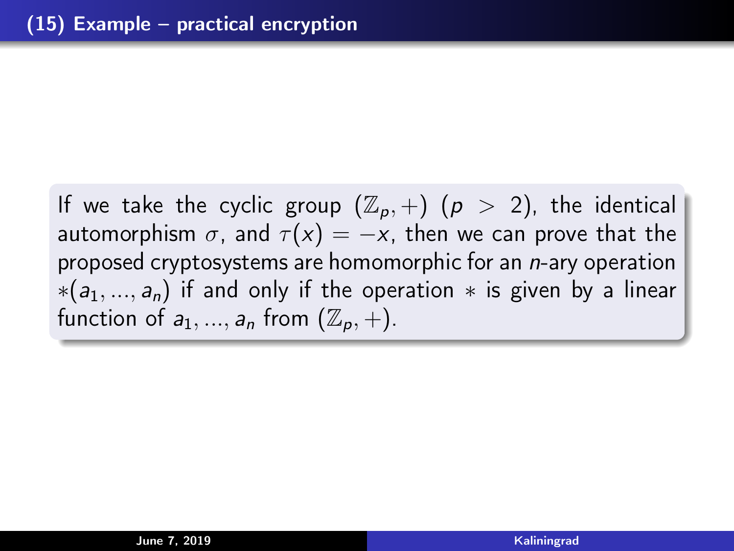## (15) Example – practical encryption

If we take the cyclic group $(\mathbb{Z}_p, +)$ $(p > 2)$, the identical automorphism $\sigma$, and $\tau(x) = -x$, then we can prove that the proposed cryptosystems are homomorphic for an $n$-ary operation $*(a_1, ..., a_n)$ if and only if the operation $*$ is given by a linear function of $a_1, ..., a_n$ from $(\mathbb{Z}_p, +)$.